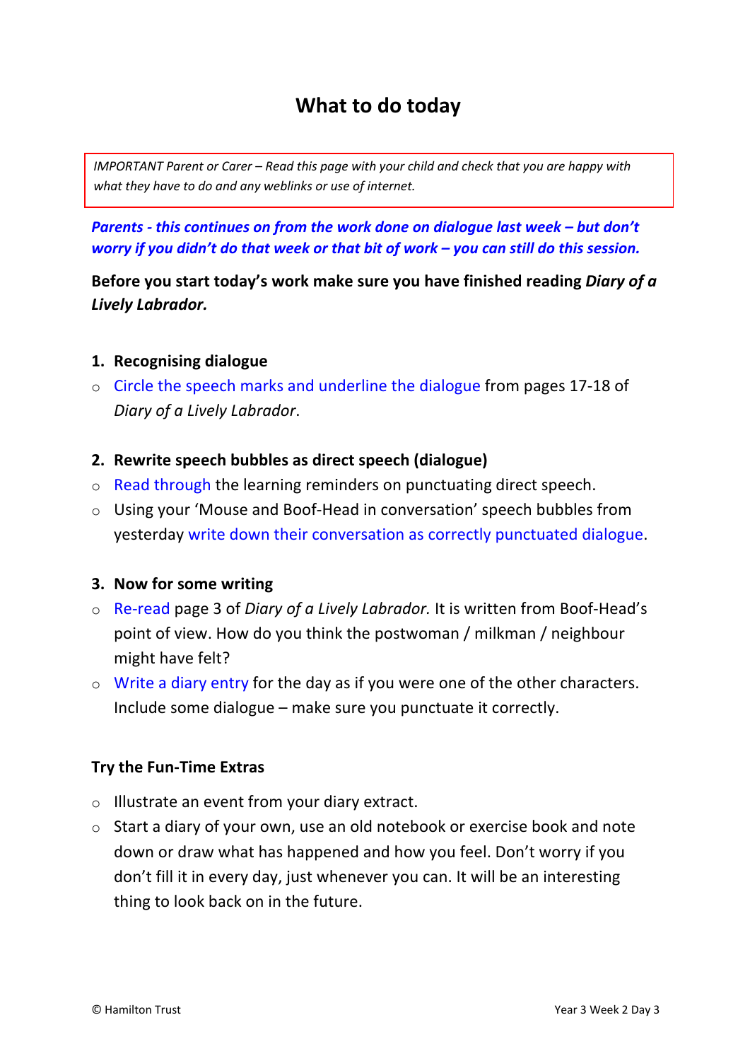# What to do today

*IMPORTANT Parent or Carer – Read this page with your child and check that you are happy with what they have to do and any weblinks or use of internet.*

***Parents - this continues on from the work done on dialogue last week – but don't worry if you didn't do that week or that bit of work – you can still do this session.***

**Before you start today's work make sure you have finished reading *Diary of a Lively Labrador.***

1. **Recognising dialogue**
   - Circle the speech marks and underline the dialogue from pages 17-18 of *Diary of a Lively Labrador*.

2. **Rewrite speech bubbles as direct speech (dialogue)**
   - Read through the learning reminders on punctuating direct speech.
   - Using your 'Mouse and Boof-Head in conversation' speech bubbles from yesterday write down their conversation as correctly punctuated dialogue.

3. **Now for some writing**
   - Re-read page 3 of *Diary of a Lively Labrador.* It is written from Boof-Head's point of view. How do you think the postwoman / milkman / neighbour might have felt?
   - Write a diary entry for the day as if you were one of the other characters. Include some dialogue – make sure you punctuate it correctly.

**Try the Fun-Time Extras**

- Illustrate an event from your diary extract.
- Start a diary of your own, use an old notebook or exercise book and note down or draw what has happened and how you feel. Don't worry if you don't fill it in every day, just whenever you can. It will be an interesting thing to look back on in the future.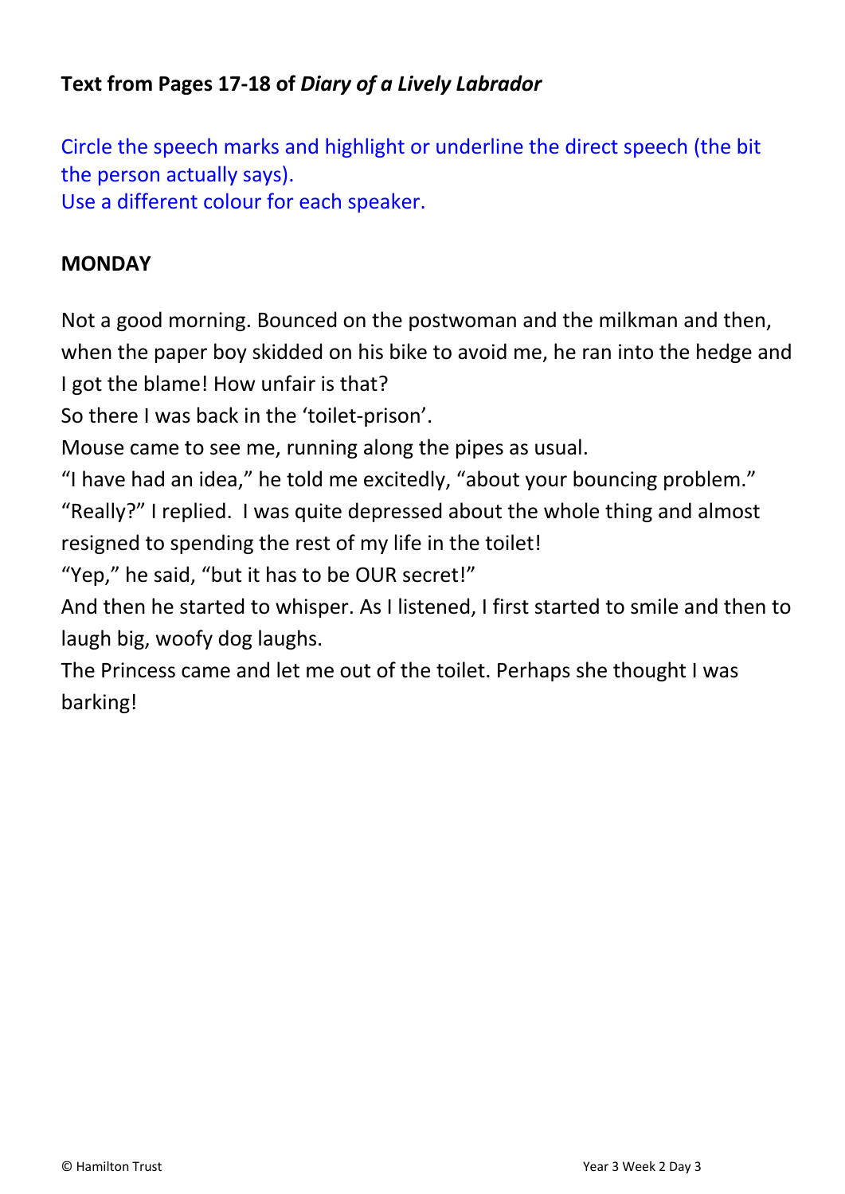**Text from Pages 17-18 of *Diary of a Lively Labrador***

Circle the speech marks and highlight or underline the direct speech (the bit the person actually says).
Use a different colour for each speaker.

**MONDAY**

Not a good morning. Bounced on the postwoman and the milkman and then, when the paper boy skidded on his bike to avoid me, he ran into the hedge and I got the blame! How unfair is that?

So there I was back in the 'toilet-prison'.

Mouse came to see me, running along the pipes as usual.

"I have had an idea," he told me excitedly, "about your bouncing problem."

"Really?" I replied. I was quite depressed about the whole thing and almost resigned to spending the rest of my life in the toilet!

"Yep," he said, "but it has to be OUR secret!"

And then he started to whisper. As I listened, I first started to smile and then to laugh big, woofy dog laughs.

The Princess came and let me out of the toilet. Perhaps she thought I was barking!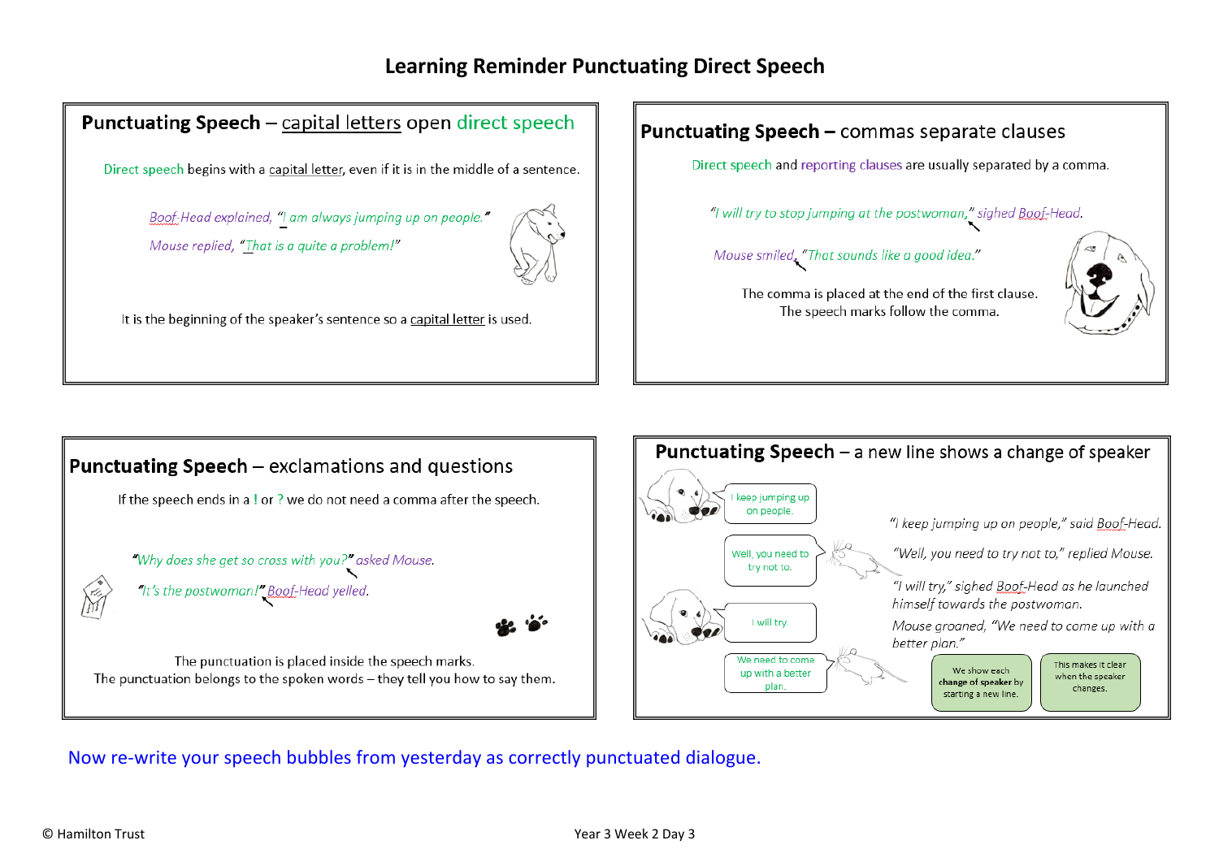# Learning Reminder Punctuating Direct Speech

## Punctuating Speech – capital letters open direct speech

Direct speech begins with a capital letter, even if it is in the middle of a sentence.

*Boof-Head explained, "I am always jumping up on people."*

*Mouse replied, "That is a quite a problem!"*

It is the beginning of the speaker's sentence so a capital letter is used.

## Punctuating Speech – commas separate clauses

Direct speech and reporting clauses are usually separated by a comma.

*"I will try to stop jumping at the postwoman," sighed Boof-Head.*

*Mouse smiled, "That sounds like a good idea."*

The comma is placed at the end of the first clause.
The speech marks follow the comma.

## Punctuating Speech – exclamations and questions

If the speech ends in a ! or ? we do not need a comma after the speech.

*"Why does she get so cross with you?" asked Mouse.*

*"It's the postwoman!" Boof-Head yelled.*

The punctuation is placed inside the speech marks.
The punctuation belongs to the spoken words – they tell you how to say them.

## Punctuating Speech – a new line shows a change of speaker

I keep jumping up on people.

Well, you need to try not to.

I will try.

We need to come up with a better plan.

*"I keep jumping up on people," said Boof-Head.*

*"Well, you need to try not to," replied Mouse.*

*"I will try," sighed Boof-Head as he launched himself towards the postwoman.*

*Mouse groaned, "We need to come up with a better plan."*

We show each **change of speaker** by starting a new line.

This makes it clear when the speaker changes.

Now re-write your speech bubbles from yesterday as correctly punctuated dialogue.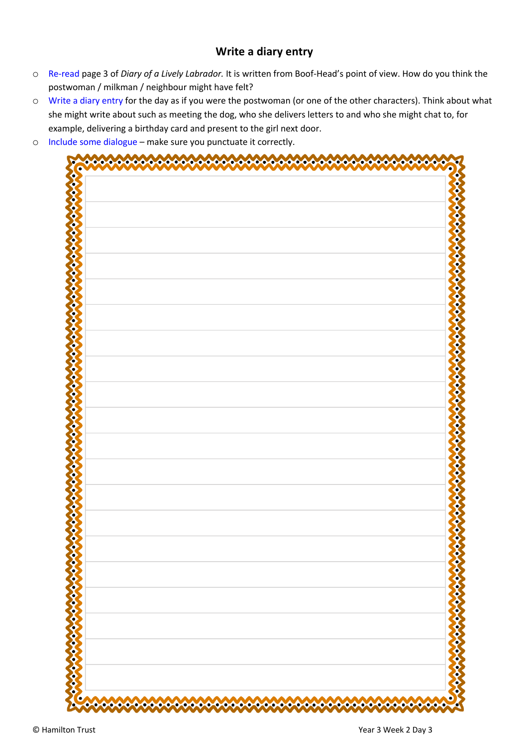# Write a diary entry

- Re-read page 3 of *Diary of a Lively Labrador.* It is written from Boof-Head's point of view. How do you think the postwoman / milkman / neighbour might have felt?
- Write a diary entry for the day as if you were the postwoman (or one of the other characters). Think about what she might write about such as meeting the dog, who she delivers letters to and who she might chat to, for example, delivering a birthday card and present to the girl next door.
- Include some dialogue – make sure you punctuate it correctly.